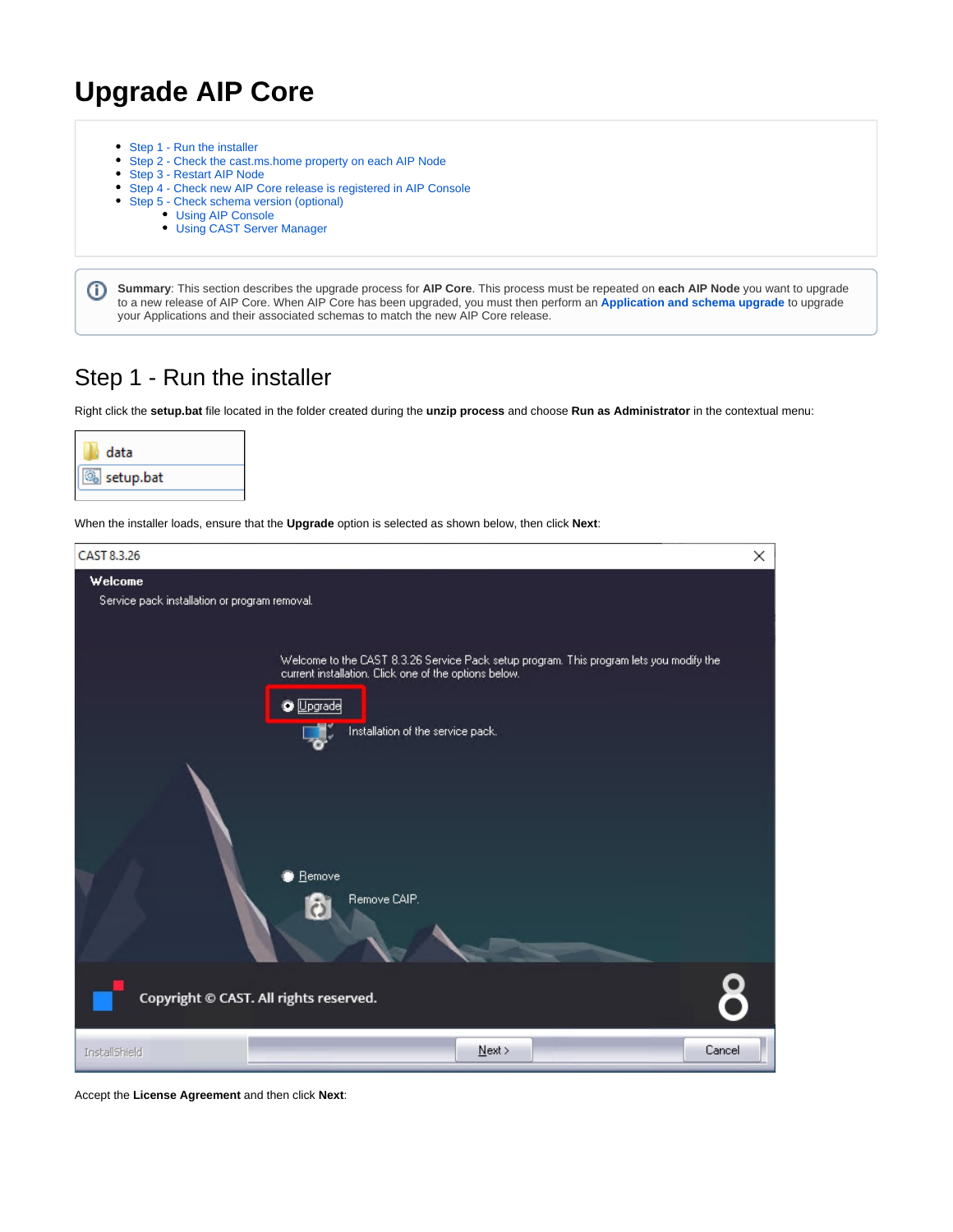# Upgrade AIP Core

- Step 1 - Run the installer
- Step 2 - Check the cast.ms.home property on each AIP Node
- Step 3 - Restart AIP Node
- Step 4 - Check new AIP Core release is registered in AIP Console
- Step 5 - Check schema version (optional)
  - Using AIP Console
  - Using CAST Server Manager

**Summary**: This section describes the upgrade process for **AIP Core**. This process must be repeated on **each AIP Node** you want to upgrade to a new release of AIP Core. When AIP Core has been upgraded, you must then perform an **Application and schema upgrade** to upgrade your Applications and their associated schemas to match the new AIP Core release.

## Step 1 - Run the installer

Right click the **setup.bat** file located in the folder created during the **unzip process** and choose **Run as Administrator** in the contextual menu:

When the installer loads, ensure that the **Upgrade** option is selected as shown below, then click **Next**:

Accept the **License Agreement** and then click **Next**: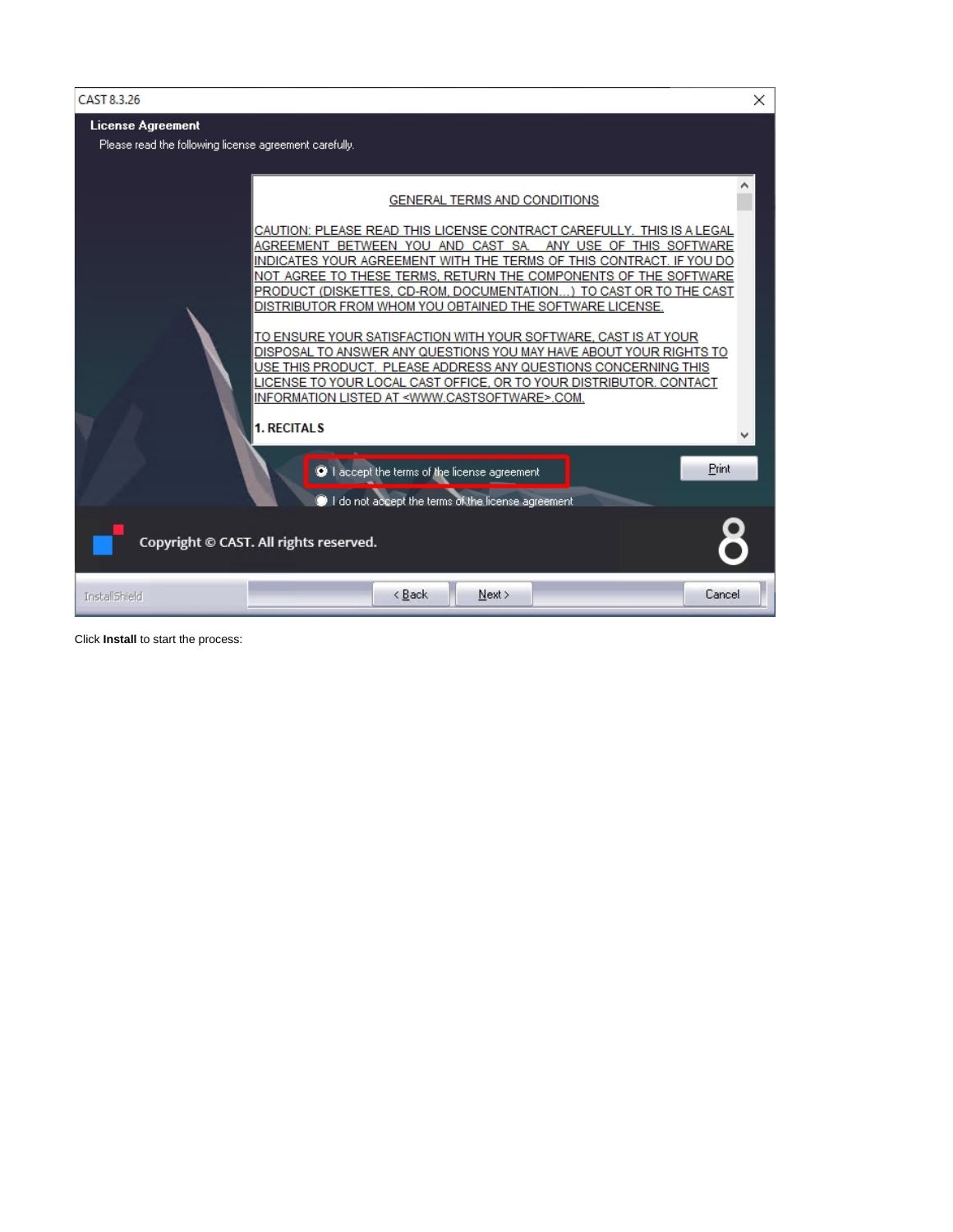Click **Install** to start the process: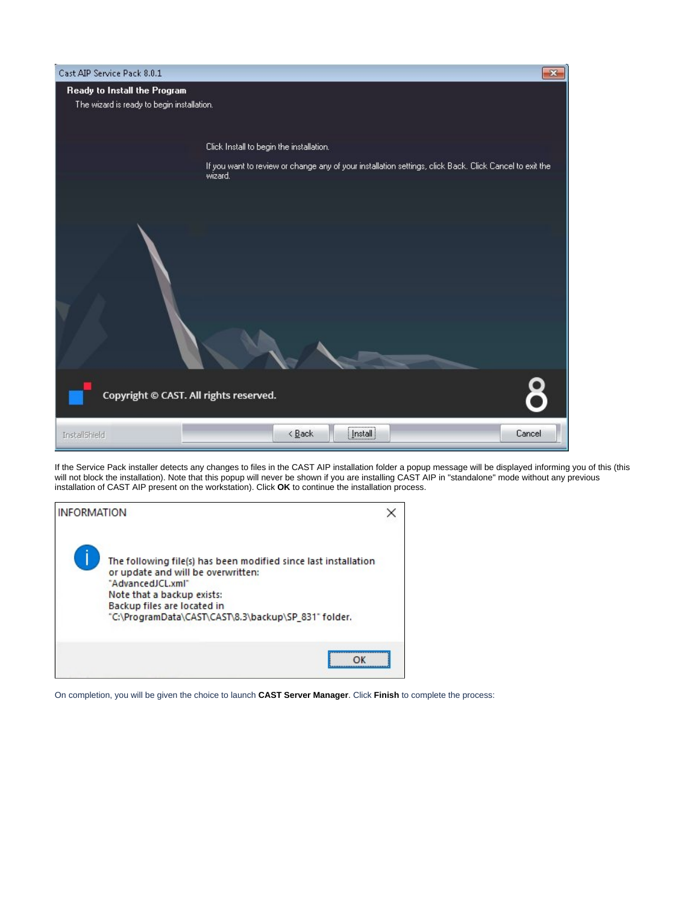If the Service Pack installer detects any changes to files in the CAST AIP installation folder a popup message will be displayed informing you of this (this will not block the installation). Note that this popup will never be shown if you are installing CAST AIP in "standalone" mode without any previous installation of CAST AIP present on the workstation). Click **OK** to continue the installation process.

On completion, you will be given the choice to launch **CAST Server Manager**. Click **Finish** to complete the process: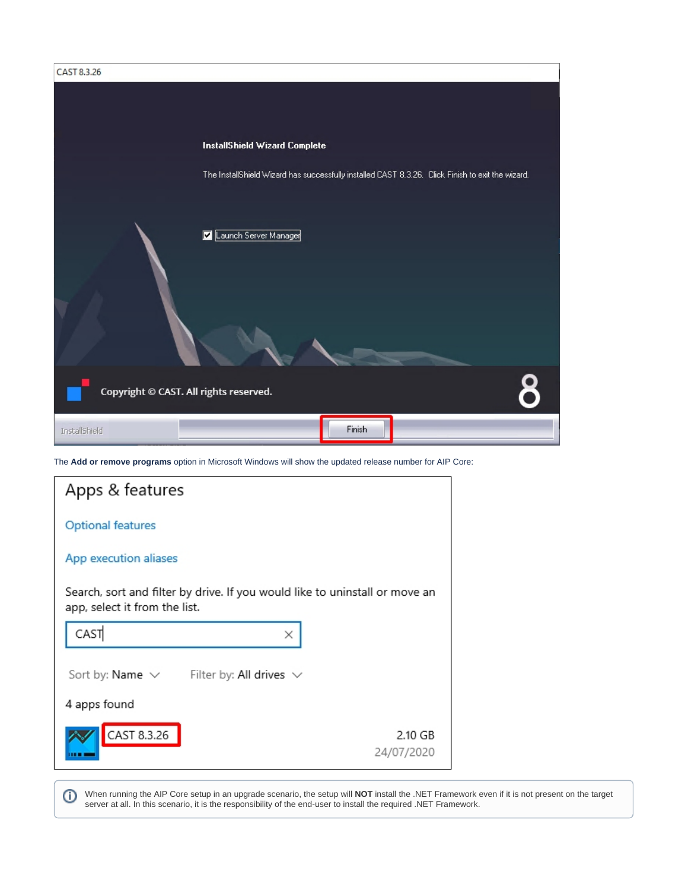The **Add or remove programs** option in Microsoft Windows will show the updated release number for AIP Core:

When running the AIP Core setup in an upgrade scenario, the setup will **NOT** install the .NET Framework even if it is not present on the target server at all. In this scenario, it is the responsibility of the end-user to install the required .NET Framework.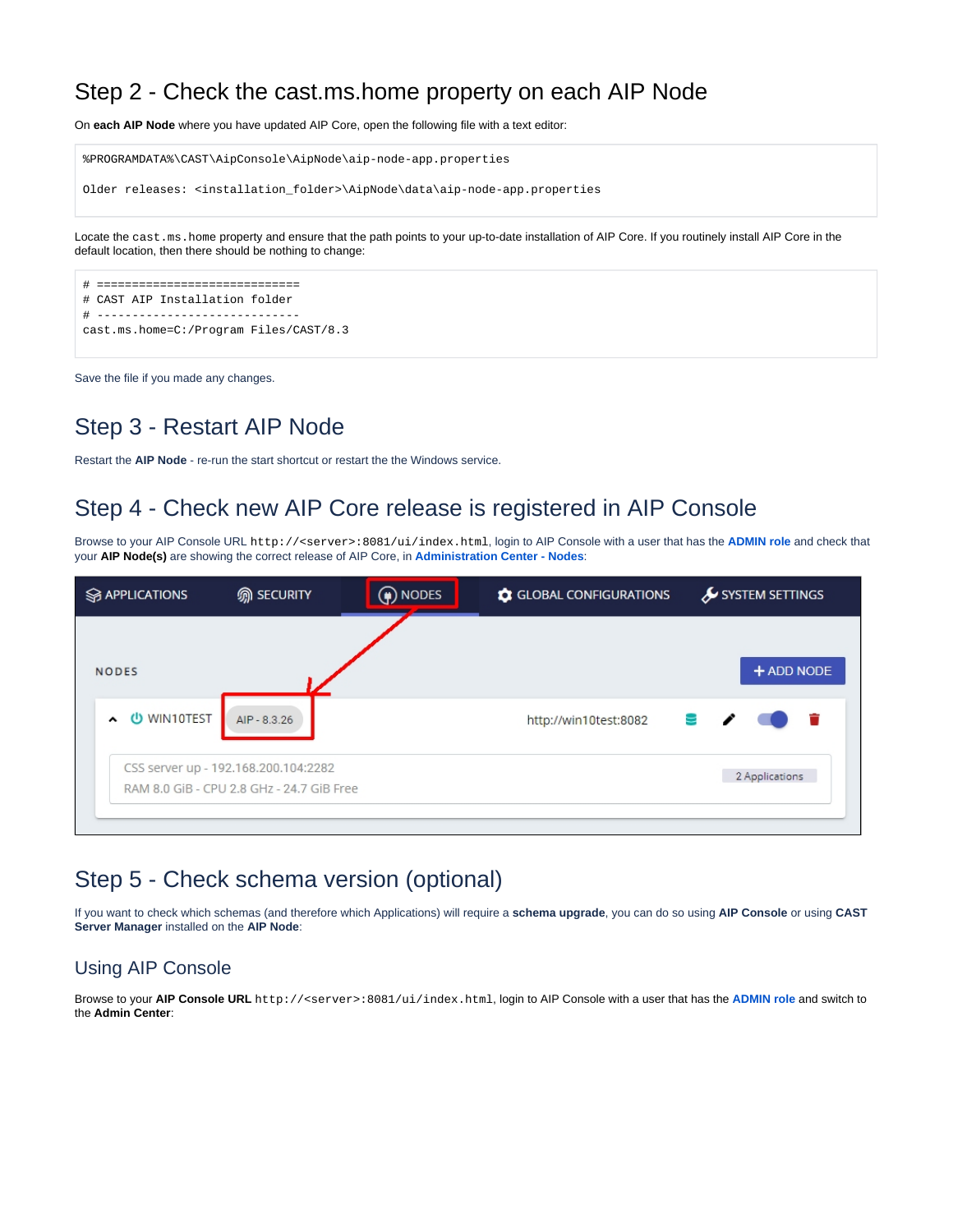## Step 2 - Check the cast.ms.home property on each AIP Node

On **each AIP Node** where you have updated AIP Core, open the following file with a text editor:

```
%PROGRAMDATA%\CAST\AipConsole\AipNode\aip-node-app.properties

Older releases: <installation_folder>\AipNode\data\aip-node-app.properties
```

Locate the `cast.ms.home` property and ensure that the path points to your up-to-date installation of AIP Core. If you routinely install AIP Core in the default location, then there should be nothing to change:

```
# ============================
# CAST AIP Installation folder
# ----------------------------
cast.ms.home=C:/Program Files/CAST/8.3
```

Save the file if you made any changes.

## Step 3 - Restart AIP Node

Restart the **AIP Node** - re-run the start shortcut or restart the the Windows service.

## Step 4 - Check new AIP Core release is registered in AIP Console

Browse to your AIP Console URL `http://<server>:8081/ui/index.html`, login to AIP Console with a user that has the **ADMIN role** and check that your **AIP Node(s)** are showing the correct release of AIP Core, in **Administration Center - Nodes**:

## Step 5 - Check schema version (optional)

If you want to check which schemas (and therefore which Applications) will require a **schema upgrade**, you can do so using **AIP Console** or using **CAST Server Manager** installed on the **AIP Node**:

### Using AIP Console

Browse to your **AIP Console URL** `http://<server>:8081/ui/index.html`, login to AIP Console with a user that has the **ADMIN role** and switch to the **Admin Center**: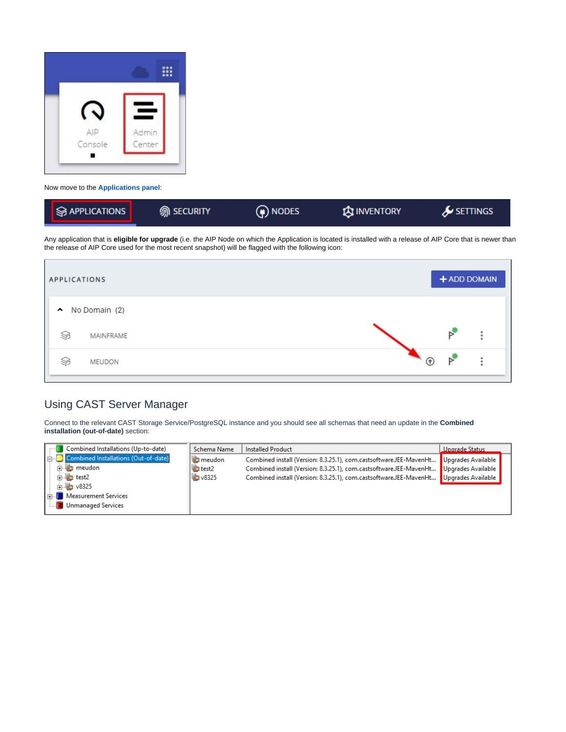Now move to the **Applications panel**:

Any application that is **eligible for upgrade** (i.e. the AIP Node on which the Application is located is installed with a release of AIP Core that is newer than the release of AIP Core used for the most recent snapshot) will be flagged with the following icon:

## Using CAST Server Manager

Connect to the relevant CAST Storage Service/PostgreSQL instance and you should see all schemas that need an update in the **Combined installation (out-of-date)** section: